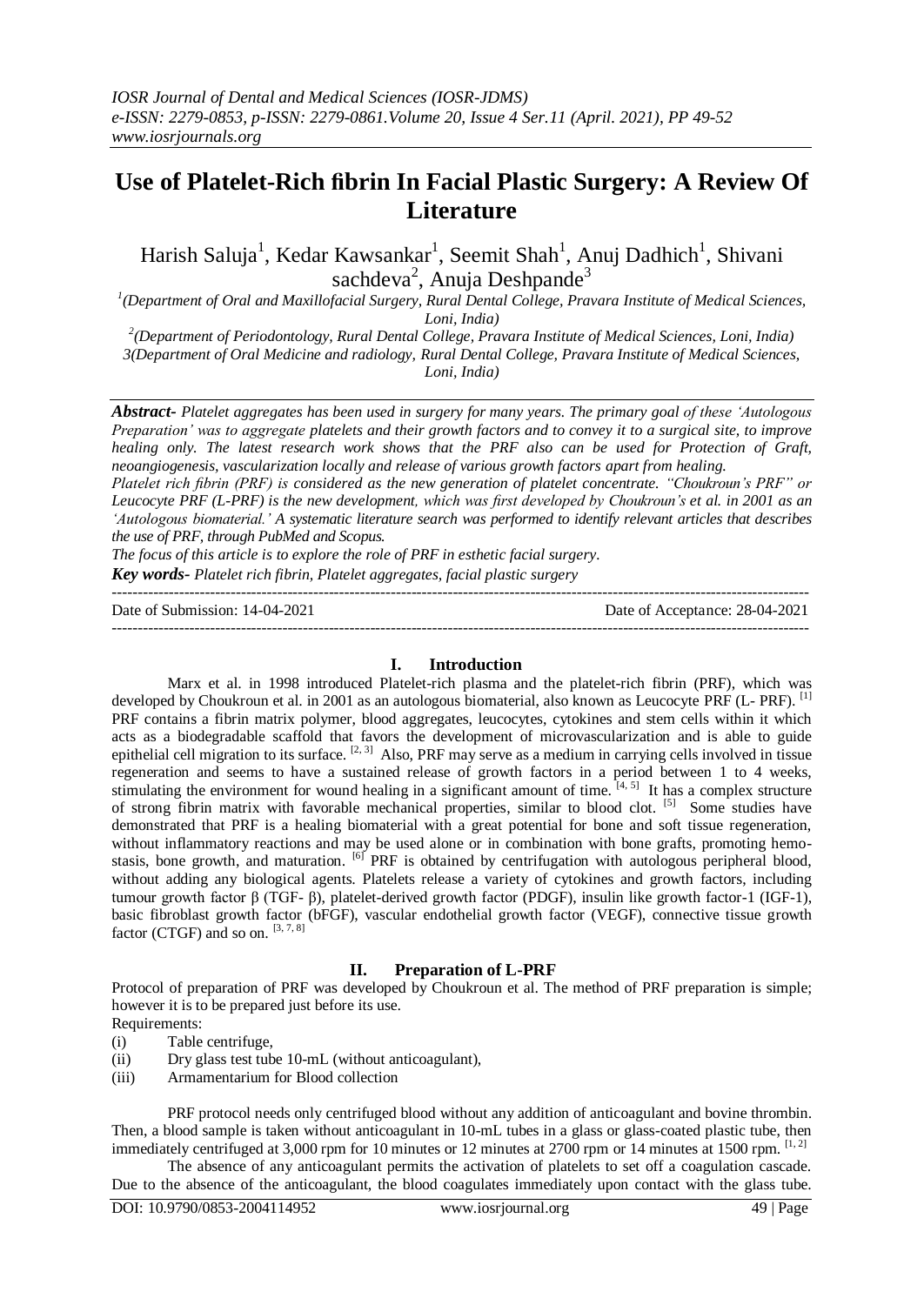# Use of Platelet-Rich fibrin In Facial Plastic Surgery: A Review Of Literature

Harish Saluja[1], Kedar Kawsankar[1], Seemit Shah[1], Anuj Dadhich[1], Shivani sachdeva[2], Anuja Deshpande[3]

[1](Department of Oral and Maxillofacial Surgery, Rural Dental College, Pravara Institute of Medical Sciences, Loni, India)

[2](Department of Periodontology, Rural Dental College, Pravara Institute of Medical Sciences, Loni, India)

3(Department of Oral Medicine and radiology, Rural Dental College, Pravara Institute of Medical Sciences, Loni, India)

***Abstract-*** *Platelet aggregates has been used in surgery for many years. The primary goal of these 'Autologous Preparation' was to aggregate platelets and their growth factors and to convey it to a surgical site, to improve healing only. The latest research work shows that the PRF also can be used for Protection of Graft, neoangiogenesis, vascularization locally and release of various growth factors apart from healing.*

*Platelet rich fibrin (PRF) is considered as the new generation of platelet concentrate. "Choukroun's PRF" or Leucocyte PRF (L-PRF) is the new development, which was first developed by Choukroun's et al. in 2001 as an 'Autologous biomaterial.' A systematic literature search was performed to identify relevant articles that describes the use of PRF, through PubMed and Scopus.*

*The focus of this article is to explore the role of PRF in esthetic facial surgery.*

***Key words-*** *Platelet rich fibrin, Platelet aggregates, facial plastic surgery*

---

Date of Submission: 14-04-2021 Date of Acceptance: 28-04-2021

---

## I. Introduction

Marx et al. in 1998 introduced Platelet-rich plasma and the platelet-rich fibrin (PRF), which was developed by Choukroun et al. in 2001 as an autologous biomaterial, also known as Leucocyte PRF (L- PRF). [1] PRF contains a fibrin matrix polymer, blood aggregates, leucocytes, cytokines and stem cells within it which acts as a biodegradable scaffold that favors the development of microvascularization and is able to guide epithelial cell migration to its surface. [2, 3] Also, PRF may serve as a medium in carrying cells involved in tissue regeneration and seems to have a sustained release of growth factors in a period between 1 to 4 weeks, stimulating the environment for wound healing in a significant amount of time. [4, 5] It has a complex structure of strong fibrin matrix with favorable mechanical properties, similar to blood clot. [5] Some studies have demonstrated that PRF is a healing biomaterial with a great potential for bone and soft tissue regeneration, without inflammatory reactions and may be used alone or in combination with bone grafts, promoting hemo-stasis, bone growth, and maturation. [6] PRF is obtained by centrifugation with autologous peripheral blood, without adding any biological agents. Platelets release a variety of cytokines and growth factors, including tumour growth factor β (TGF- β), platelet-derived growth factor (PDGF), insulin like growth factor-1 (IGF-1), basic fibroblast growth factor (bFGF), vascular endothelial growth factor (VEGF), connective tissue growth factor (CTGF) and so on. [3, 7, 8]

## II. Preparation of L-PRF

Protocol of preparation of PRF was developed by Choukroun et al. The method of PRF preparation is simple; however it is to be prepared just before its use.

Requirements:

(i) Table centrifuge,
(ii) Dry glass test tube 10-mL (without anticoagulant),
(iii) Armamentarium for Blood collection

PRF protocol needs only centrifuged blood without any addition of anticoagulant and bovine thrombin. Then, a blood sample is taken without anticoagulant in 10-mL tubes in a glass or glass-coated plastic tube, then immediately centrifuged at 3,000 rpm for 10 minutes or 12 minutes at 2700 rpm or 14 minutes at 1500 rpm. [1, 2]

The absence of any anticoagulant permits the activation of platelets to set off a coagulation cascade. Due to the absence of the anticoagulant, the blood coagulates immediately upon contact with the glass tube.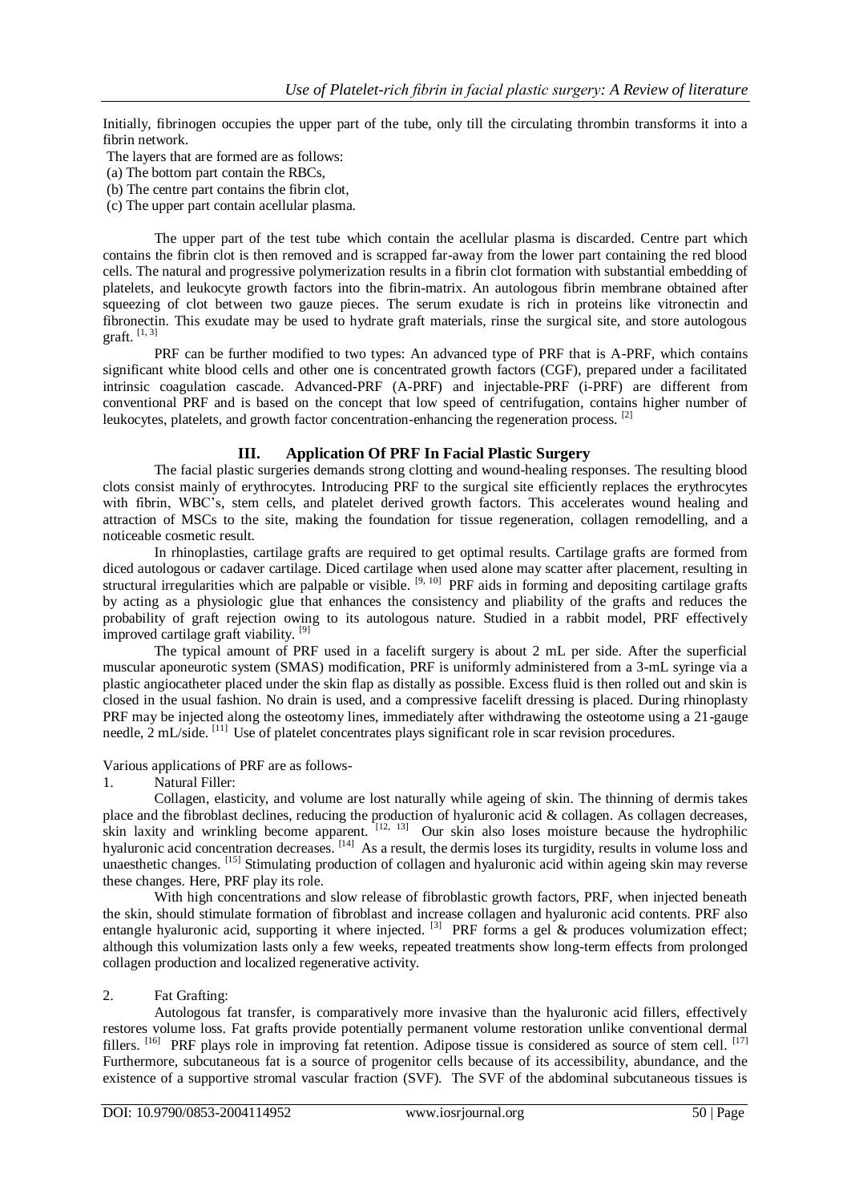Initially, fibrinogen occupies the upper part of the tube, only till the circulating thrombin transforms it into a fibrin network.

The layers that are formed are as follows:

(a) The bottom part contain the RBCs,

(b) The centre part contains the fibrin clot,

(c) The upper part contain acellular plasma.

The upper part of the test tube which contain the acellular plasma is discarded. Centre part which contains the fibrin clot is then removed and is scrapped far-away from the lower part containing the red blood cells. The natural and progressive polymerization results in a fibrin clot formation with substantial embedding of platelets, and leukocyte growth factors into the fibrin-matrix. An autologous fibrin membrane obtained after squeezing of clot between two gauze pieces. The serum exudate is rich in proteins like vitronectin and fibronectin. This exudate may be used to hydrate graft materials, rinse the surgical site, and store autologous graft. [1, 3]

PRF can be further modified to two types: An advanced type of PRF that is A-PRF, which contains significant white blood cells and other one is concentrated growth factors (CGF), prepared under a facilitated intrinsic coagulation cascade. Advanced-PRF (A-PRF) and injectable-PRF (i-PRF) are different from conventional PRF and is based on the concept that low speed of centrifugation, contains higher number of leukocytes, platelets, and growth factor concentration-enhancing the regeneration process. [2]

## III. Application Of PRF In Facial Plastic Surgery

The facial plastic surgeries demands strong clotting and wound-healing responses. The resulting blood clots consist mainly of erythrocytes. Introducing PRF to the surgical site efficiently replaces the erythrocytes with fibrin, WBC's, stem cells, and platelet derived growth factors. This accelerates wound healing and attraction of MSCs to the site, making the foundation for tissue regeneration, collagen remodelling, and a noticeable cosmetic result.

In rhinoplasties, cartilage grafts are required to get optimal results. Cartilage grafts are formed from diced autologous or cadaver cartilage. Diced cartilage when used alone may scatter after placement, resulting in structural irregularities which are palpable or visible. [9, 10] PRF aids in forming and depositing cartilage grafts by acting as a physiologic glue that enhances the consistency and pliability of the grafts and reduces the probability of graft rejection owing to its autologous nature. Studied in a rabbit model, PRF effectively improved cartilage graft viability. [9]

The typical amount of PRF used in a facelift surgery is about 2 mL per side. After the superficial muscular aponeurotic system (SMAS) modification, PRF is uniformly administered from a 3-mL syringe via a plastic angiocatheter placed under the skin flap as distally as possible. Excess fluid is then rolled out and skin is closed in the usual fashion. No drain is used, and a compressive facelift dressing is placed. During rhinoplasty PRF may be injected along the osteotomy lines, immediately after withdrawing the osteotome using a 21-gauge needle, 2 mL/side. [11] Use of platelet concentrates plays significant role in scar revision procedures.

Various applications of PRF are as follows-

1. Natural Filler:

Collagen, elasticity, and volume are lost naturally while ageing of skin. The thinning of dermis takes place and the fibroblast declines, reducing the production of hyaluronic acid & collagen. As collagen decreases, skin laxity and wrinkling become apparent. [12, 13] Our skin also loses moisture because the hydrophilic hyaluronic acid concentration decreases. [14] As a result, the dermis loses its turgidity, results in volume loss and unaesthetic changes. [15] Stimulating production of collagen and hyaluronic acid within ageing skin may reverse these changes. Here, PRF play its role.

With high concentrations and slow release of fibroblastic growth factors, PRF, when injected beneath the skin, should stimulate formation of fibroblast and increase collagen and hyaluronic acid contents. PRF also entangle hyaluronic acid, supporting it where injected. [3] PRF forms a gel & produces volumization effect; although this volumization lasts only a few weeks, repeated treatments show long-term effects from prolonged collagen production and localized regenerative activity.

2. Fat Grafting:

Autologous fat transfer, is comparatively more invasive than the hyaluronic acid fillers, effectively restores volume loss. Fat grafts provide potentially permanent volume restoration unlike conventional dermal fillers. [16] PRF plays role in improving fat retention. Adipose tissue is considered as source of stem cell. [17] Furthermore, subcutaneous fat is a source of progenitor cells because of its accessibility, abundance, and the existence of a supportive stromal vascular fraction (SVF). The SVF of the abdominal subcutaneous tissues is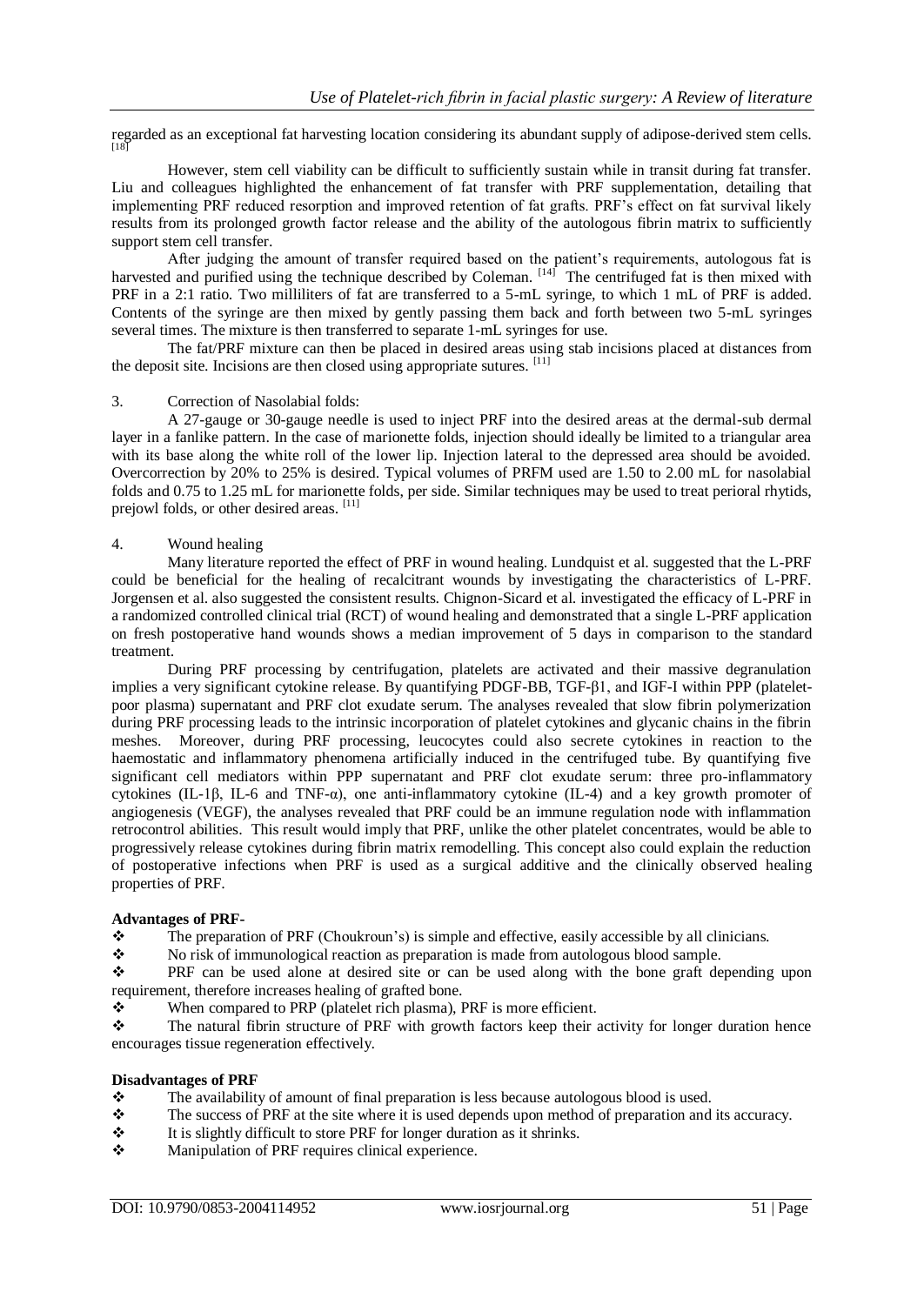regarded as an exceptional fat harvesting location considering its abundant supply of adipose-derived stem cells. [18]

However, stem cell viability can be difficult to sufficiently sustain while in transit during fat transfer. Liu and colleagues highlighted the enhancement of fat transfer with PRF supplementation, detailing that implementing PRF reduced resorption and improved retention of fat grafts. PRF's effect on fat survival likely results from its prolonged growth factor release and the ability of the autologous fibrin matrix to sufficiently support stem cell transfer.

After judging the amount of transfer required based on the patient's requirements, autologous fat is harvested and purified using the technique described by Coleman. [14] The centrifuged fat is then mixed with PRF in a 2:1 ratio. Two milliliters of fat are transferred to a 5-mL syringe, to which 1 mL of PRF is added. Contents of the syringe are then mixed by gently passing them back and forth between two 5-mL syringes several times. The mixture is then transferred to separate 1-mL syringes for use.

The fat/PRF mixture can then be placed in desired areas using stab incisions placed at distances from the deposit site. Incisions are then closed using appropriate sutures. [11]

3. Correction of Nasolabial folds:

A 27-gauge or 30-gauge needle is used to inject PRF into the desired areas at the dermal-sub dermal layer in a fanlike pattern. In the case of marionette folds, injection should ideally be limited to a triangular area with its base along the white roll of the lower lip. Injection lateral to the depressed area should be avoided. Overcorrection by 20% to 25% is desired. Typical volumes of PRFM used are 1.50 to 2.00 mL for nasolabial folds and 0.75 to 1.25 mL for marionette folds, per side. Similar techniques may be used to treat perioral rhytids, prejowl folds, or other desired areas. [11]

4. Wound healing

Many literature reported the effect of PRF in wound healing. Lundquist et al. suggested that the L-PRF could be beneficial for the healing of recalcitrant wounds by investigating the characteristics of L-PRF. Jorgensen et al. also suggested the consistent results. Chignon-Sicard et al. investigated the efficacy of L-PRF in a randomized controlled clinical trial (RCT) of wound healing and demonstrated that a single L-PRF application on fresh postoperative hand wounds shows a median improvement of 5 days in comparison to the standard treatment.

During PRF processing by centrifugation, platelets are activated and their massive degranulation implies a very significant cytokine release. By quantifying PDGF-BB, TGF-β1, and IGF-I within PPP (platelet-poor plasma) supernatant and PRF clot exudate serum. The analyses revealed that slow fibrin polymerization during PRF processing leads to the intrinsic incorporation of platelet cytokines and glycanic chains in the fibrin meshes. Moreover, during PRF processing, leucocytes could also secrete cytokines in reaction to the haemostatic and inflammatory phenomena artificially induced in the centrifuged tube. By quantifying five significant cell mediators within PPP supernatant and PRF clot exudate serum: three pro-inflammatory cytokines (IL-1β, IL-6 and TNF-α), one anti-inflammatory cytokine (IL-4) and a key growth promoter of angiogenesis (VEGF), the analyses revealed that PRF could be an immune regulation node with inflammation retrocontrol abilities. This result would imply that PRF, unlike the other platelet concentrates, would be able to progressively release cytokines during fibrin matrix remodelling. This concept also could explain the reduction of postoperative infections when PRF is used as a surgical additive and the clinically observed healing properties of PRF.

**Advantages of PRF-**

- The preparation of PRF (Choukroun's) is simple and effective, easily accessible by all clinicians.
- No risk of immunological reaction as preparation is made from autologous blood sample.
- PRF can be used alone at desired site or can be used along with the bone graft depending upon requirement, therefore increases healing of grafted bone.
- When compared to PRP (platelet rich plasma), PRF is more efficient.
- The natural fibrin structure of PRF with growth factors keep their activity for longer duration hence encourages tissue regeneration effectively.

**Disadvantages of PRF**

- The availability of amount of final preparation is less because autologous blood is used.
- The success of PRF at the site where it is used depends upon method of preparation and its accuracy.
- It is slightly difficult to store PRF for longer duration as it shrinks.
- Manipulation of PRF requires clinical experience.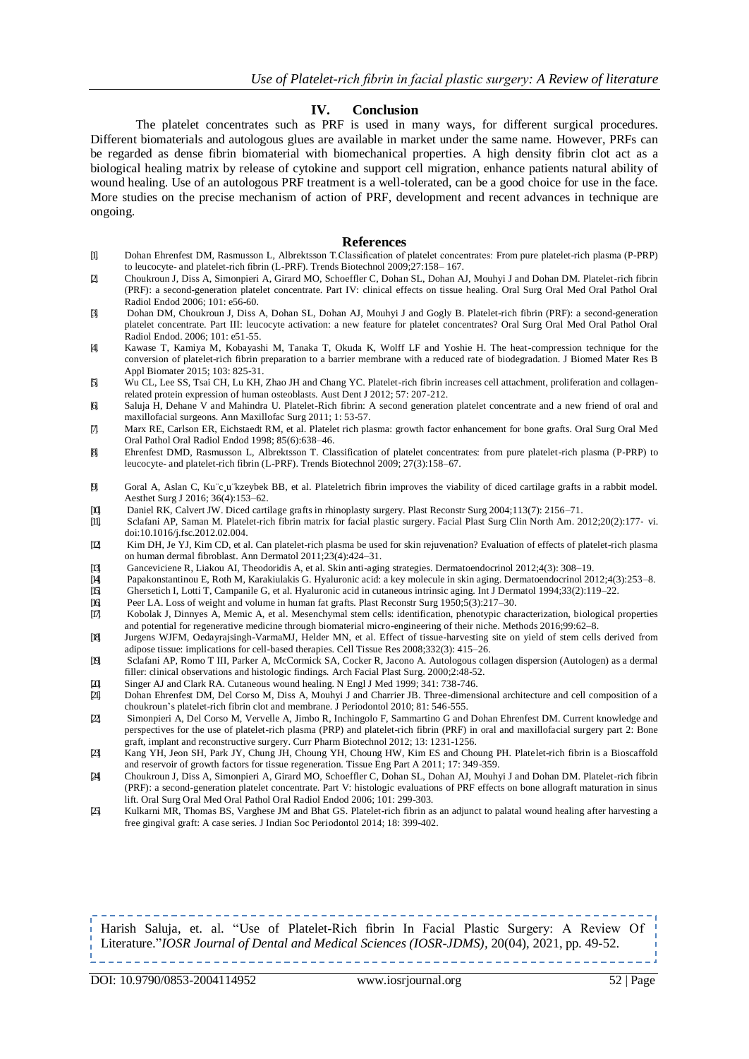## IV. Conclusion

The platelet concentrates such as PRF is used in many ways, for different surgical procedures. Different biomaterials and autologous glues are available in market under the same name. However, PRFs can be regarded as dense fibrin biomaterial with biomechanical properties. A high density fibrin clot act as a biological healing matrix by release of cytokine and support cell migration, enhance patients natural ability of wound healing. Use of an autologous PRF treatment is a well-tolerated, can be a good choice for use in the face. More studies on the precise mechanism of action of PRF, development and recent advances in technique are ongoing.

## References

[1] Dohan Ehrenfest DM, Rasmusson L, Albrektsson T.Classification of platelet concentrates: From pure platelet-rich plasma (P-PRP) to leucocyte- and platelet-rich fibrin (L-PRF). Trends Biotechnol 2009;27:158– 167.

[2] Choukroun J, Diss A, Simonpieri A, Girard MO, Schoeffler C, Dohan SL, Dohan AJ, Mouhyi J and Dohan DM. Platelet-rich fibrin (PRF): a second-generation platelet concentrate. Part IV: clinical effects on tissue healing. Oral Surg Oral Med Oral Pathol Oral Radiol Endod 2006; 101: e56-60.

[3] Dohan DM, Choukroun J, Diss A, Dohan SL, Dohan AJ, Mouhyi J and Gogly B. Platelet-rich fibrin (PRF): a second-generation platelet concentrate. Part III: leucocyte activation: a new feature for platelet concentrates? Oral Surg Oral Med Oral Pathol Oral Radiol Endod. 2006; 101: e51-55.

[4] Kawase T, Kamiya M, Kobayashi M, Tanaka T, Okuda K, Wolff LF and Yoshie H. The heat-compression technique for the conversion of platelet-rich fibrin preparation to a barrier membrane with a reduced rate of biodegradation. J Biomed Mater Res B Appl Biomater 2015; 103: 825-31.

[5] Wu CL, Lee SS, Tsai CH, Lu KH, Zhao JH and Chang YC. Platelet-rich fibrin increases cell attachment, proliferation and collagen-related protein expression of human osteoblasts. Aust Dent J 2012; 57: 207-212.

[6] Saluja H, Dehane V and Mahindra U. Platelet-Rich fibrin: A second generation platelet concentrate and a new friend of oral and maxillofacial surgeons. Ann Maxillofac Surg 2011; 1: 53-57.

[7] Marx RE, Carlson ER, Eichstaedt RM, et al. Platelet rich plasma: growth factor enhancement for bone grafts. Oral Surg Oral Med Oral Pathol Oral Radiol Endod 1998; 85(6):638–46.

[8] Ehrenfest DMD, Rasmusson L, Albrektsson T. Classification of platelet concentrates: from pure platelet-rich plasma (P-PRP) to leucocyte- and platelet-rich fibrin (L-PRF). Trends Biotechnol 2009; 27(3):158–67.

[9] Goral A, Aslan C, Ku¨c¸u¨kzeybek BB, et al. Plateletrich fibrin improves the viability of diced cartilage grafts in a rabbit model. Aesthet Surg J 2016; 36(4):153–62.

[10] Daniel RK, Calvert JW. Diced cartilage grafts in rhinoplasty surgery. Plast Reconstr Surg 2004;113(7): 2156–71.

[11] Sclafani AP, Saman M. Platelet-rich fibrin matrix for facial plastic surgery. Facial Plast Surg Clin North Am. 2012;20(2):177- vi. doi:10.1016/j.fsc.2012.02.004.

[12] Kim DH, Je YJ, Kim CD, et al. Can platelet-rich plasma be used for skin rejuvenation? Evaluation of effects of platelet-rich plasma on human dermal fibroblast. Ann Dermatol 2011;23(4):424–31.

[13] Ganceviciene R, Liakou AI, Theodoridis A, et al. Skin anti-aging strategies. Dermatoendocrinol 2012;4(3): 308–19.

[14] Papakonstantinou E, Roth M, Karakiulakis G. Hyaluronic acid: a key molecule in skin aging. Dermatoendocrinol 2012;4(3):253–8.

[15] Ghersetich I, Lotti T, Campanile G, et al. Hyaluronic acid in cutaneous intrinsic aging. Int J Dermatol 1994;33(2):119–22.

[16] Peer LA. Loss of weight and volume in human fat grafts. Plast Reconstr Surg 1950;5(3):217–30.

[17] Kobolak J, Dinnyes A, Memic A, et al. Mesenchymal stem cells: identification, phenotypic characterization, biological properties and potential for regenerative medicine through biomaterial micro-engineering of their niche. Methods 2016;99:62–8.

[18] Jurgens WJFM, Oedayrajsingh-VarmaMJ, Helder MN, et al. Effect of tissue-harvesting site on yield of stem cells derived from adipose tissue: implications for cell-based therapies. Cell Tissue Res 2008;332(3): 415–26.

[19] Sclafani AP, Romo T III, Parker A, McCormick SA, Cocker R, Jacono A. Autologous collagen dispersion (Autologen) as a dermal filler: clinical observations and histologic findings. Arch Facial Plast Surg. 2000;2:48-52.

[20] Singer AJ and Clark RA. Cutaneous wound healing. N Engl J Med 1999; 341: 738-746.

[21] Dohan Ehrenfest DM, Del Corso M, Diss A, Mouhyi J and Charrier JB. Three-dimensional architecture and cell composition of a choukroun's platelet-rich fibrin clot and membrane. J Periodontol 2010; 81: 546-555.

[22] Simonpieri A, Del Corso M, Vervelle A, Jimbo R, Inchingolo F, Sammartino G and Dohan Ehrenfest DM. Current knowledge and perspectives for the use of platelet-rich plasma (PRP) and platelet-rich fibrin (PRF) in oral and maxillofacial surgery part 2: Bone graft, implant and reconstructive surgery. Curr Pharm Biotechnol 2012; 13: 1231-1256.

[23] Kang YH, Jeon SH, Park JY, Chung JH, Choung YH, Choung HW, Kim ES and Choung PH. Platelet-rich fibrin is a Bioscaffold and reservoir of growth factors for tissue regeneration. Tissue Eng Part A 2011; 17: 349-359.

[24] Choukroun J, Diss A, Simonpieri A, Girard MO, Schoeffler C, Dohan SL, Dohan AJ, Mouhyi J and Dohan DM. Platelet-rich fibrin (PRF): a second-generation platelet concentrate. Part V: histologic evaluations of PRF effects on bone allograft maturation in sinus lift. Oral Surg Oral Med Oral Pathol Oral Radiol Endod 2006; 101: 299-303.

[25] Kulkarni MR, Thomas BS, Varghese JM and Bhat GS. Platelet-rich fibrin as an adjunct to palatal wound healing after harvesting a free gingival graft: A case series. J Indian Soc Periodontol 2014; 18: 399-402.

Harish Saluja, et. al. "Use of Platelet-Rich fibrin In Facial Plastic Surgery: A Review Of Literature."*IOSR Journal of Dental and Medical Sciences (IOSR-JDMS)*, 20(04), 2021, pp. 49-52.